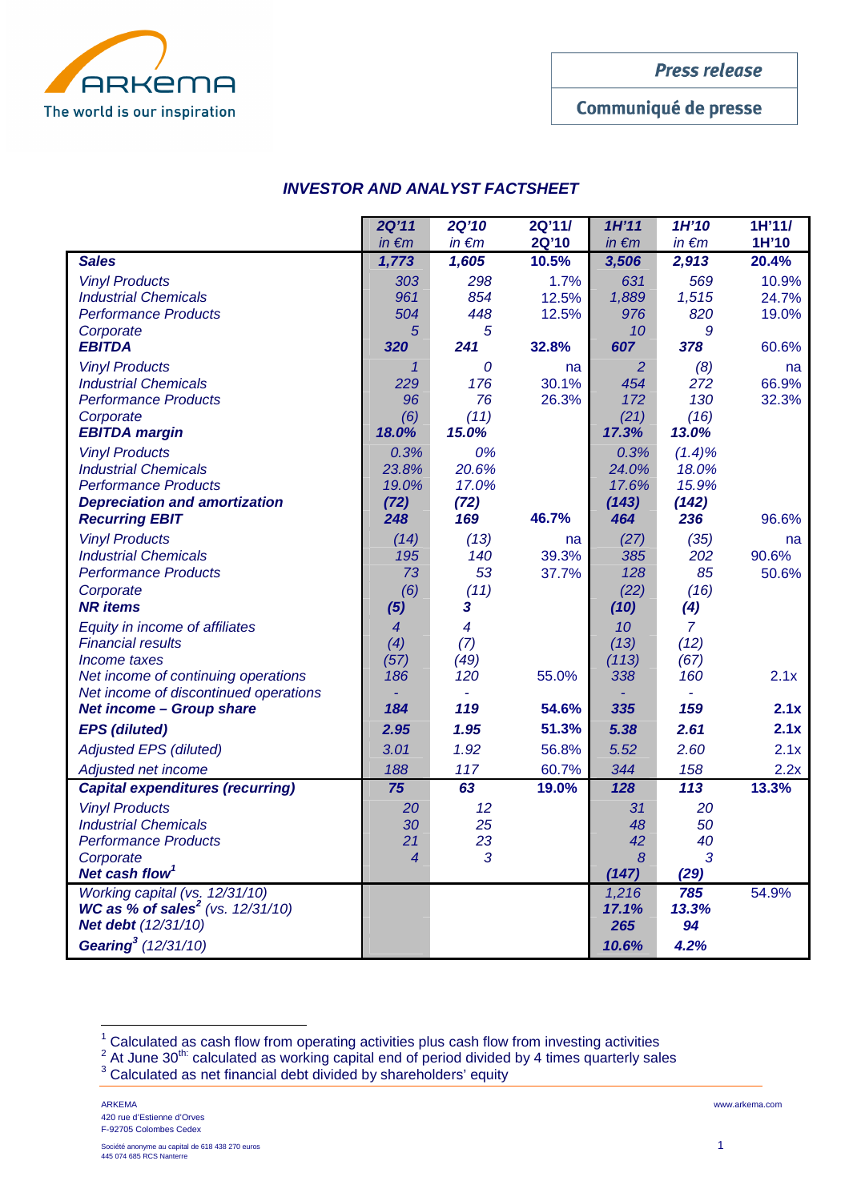Press release

Communiqué de presse

## INVESTOR AND ANALYST FACTSHEET

| | 2Q'11 in €m | 2Q'10 in €m | 2Q'11/ 2Q'10 | 1H'11 in €m | 1H'10 in €m | 1H'11/ 1H'10 |
|---|---|---|---|---|---|---|
| **Sales** | **1,773** | **1,605** | **10.5%** | **3,506** | **2,913** | **20.4%** |
| *Vinyl Products* | 303 | 298 | 1.7% | 631 | 569 | 10.9% |
| *Industrial Chemicals* | 961 | 854 | 12.5% | 1,889 | 1,515 | 24.7% |
| *Performance Products* | 504 | 448 | 12.5% | 976 | 820 | 19.0% |
| *Corporate* | 5 | 5 | | 10 | 9 | |
| **EBITDA** | **320** | **241** | **32.8%** | **607** | **378** | 60.6% |
| *Vinyl Products* | 1 | 0 | na | 2 | (8) | na |
| *Industrial Chemicals* | 229 | 176 | 30.1% | 454 | 272 | 66.9% |
| *Performance Products* | 96 | 76 | 26.3% | 172 | 130 | 32.3% |
| *Corporate* | (6) | (11) | | (21) | (16) | |
| **EBITDA margin** | **18.0%** | **15.0%** | | **17.3%** | **13.0%** | |
| *Vinyl Products* | 0.3% | 0% | | 0.3% | (1.4)% | |
| *Industrial Chemicals* | 23.8% | 20.6% | | 24.0% | 18.0% | |
| *Performance Products* | 19.0% | 17.0% | | 17.6% | 15.9% | |
| **Depreciation and amortization** | **(72)** | **(72)** | | **(143)** | **(142)** | |
| **Recurring EBIT** | **248** | **169** | **46.7%** | **464** | **236** | 96.6% |
| *Vinyl Products* | (14) | (13) | na | (27) | (35) | na |
| *Industrial Chemicals* | 195 | 140 | 39.3% | 385 | 202 | 90.6% |
| *Performance Products* | 73 | 53 | 37.7% | 128 | 85 | 50.6% |
| *Corporate* | (6) | (11) | | (22) | (16) | |
| **NR items** | **(5)** | **3** | | **(10)** | **(4)** | |
| *Equity in income of affiliates* | 4 | 4 | | 10 | 7 | |
| *Financial results* | (4) | (7) | | (13) | (12) | |
| *Income taxes* | (57) | (49) | | (113) | (67) | |
| *Net income of continuing operations* | 186 | 120 | 55.0% | 338 | 160 | 2.1x |
| *Net income of discontinued operations* | - | - | | - | - | |
| **Net income – Group share** | **184** | **119** | **54.6%** | **335** | **159** | **2.1x** |
| **EPS (diluted)** | **2.95** | **1.95** | **51.3%** | **5.38** | **2.61** | **2.1x** |
| *Adjusted EPS (diluted)* | 3.01 | 1.92 | 56.8% | 5.52 | 2.60 | 2.1x |
| *Adjusted net income* | 188 | 117 | 60.7% | 344 | 158 | 2.2x |
| **Capital expenditures (recurring)** | **75** | **63** | **19.0%** | **128** | **113** | **13.3%** |
| *Vinyl Products* | 20 | 12 | | 31 | 20 | |
| *Industrial Chemicals* | 30 | 25 | | 48 | 50 | |
| *Performance Products* | 21 | 23 | | 42 | 40 | |
| *Corporate* | 4 | 3 | | 8 | 3 | |
| **Net cash flow**[1] | | | | **(147)** | **(29)** | |
| *Working capital (vs. 12/31/10)* | | | | 1,216 | **785** | 54.9% |
| **WC as % of sales**[2] *(vs. 12/31/10)* | | | | **17.1%** | **13.3%** | |
| **Net debt** *(12/31/10)* | | | | **265** | **94** | |
| **Gearing**[3] *(12/31/10)* | | | | **10.6%** | **4.2%** | |

[1] Calculated as cash flow from operating activities plus cash flow from investing activities

[2] At June 30th: calculated as working capital end of period divided by 4 times quarterly sales

[3] Calculated as net financial debt divided by shareholders' equity

ARKEMA
420 rue d'Estienne d'Orves
F-92705 Colombes Cedex

Société anonyme au capital de 618 438 270 euros
445 074 685 RCS Nanterre

www.arkema.com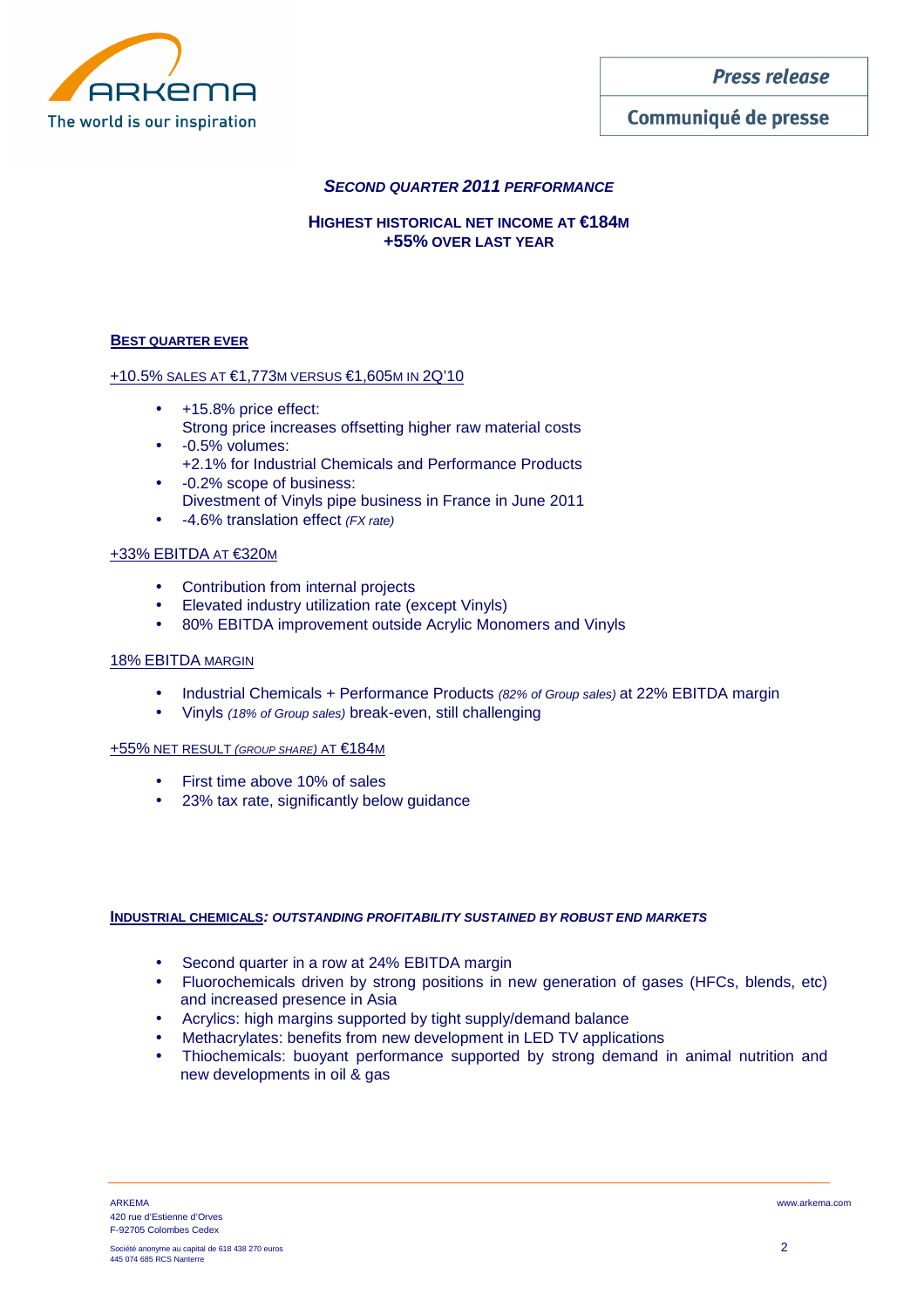## *SECOND QUARTER 2011 PERFORMANCE*

### HIGHEST HISTORICAL NET INCOME AT €184M
### +55% OVER LAST YEAR

**BEST QUARTER EVER**

+10.5% SALES AT €1,773M VERSUS €1,605M IN 2Q'10

- +15.8% price effect:
  Strong price increases offsetting higher raw material costs
- -0.5% volumes:
  +2.1% for Industrial Chemicals and Performance Products
- -0.2% scope of business:
  Divestment of Vinyls pipe business in France in June 2011
- -4.6% translation effect *(FX rate)*

+33% EBITDA AT €320M

- Contribution from internal projects
- Elevated industry utilization rate (except Vinyls)
- 80% EBITDA improvement outside Acrylic Monomers and Vinyls

18% EBITDA MARGIN

- Industrial Chemicals + Performance Products *(82% of Group sales)* at 22% EBITDA margin
- Vinyls *(18% of Group sales)* break-even, still challenging

+55% NET RESULT *(GROUP SHARE)* AT €184M

- First time above 10% of sales
- 23% tax rate, significantly below guidance

**INDUSTRIAL CHEMICALS*: OUTSTANDING PROFITABILITY SUSTAINED BY ROBUST END MARKETS***

- Second quarter in a row at 24% EBITDA margin
- Fluorochemicals driven by strong positions in new generation of gases (HFCs, blends, etc) and increased presence in Asia
- Acrylics: high margins supported by tight supply/demand balance
- Methacrylates: benefits from new development in LED TV applications
- Thiochemicals: buoyant performance supported by strong demand in animal nutrition and new developments in oil & gas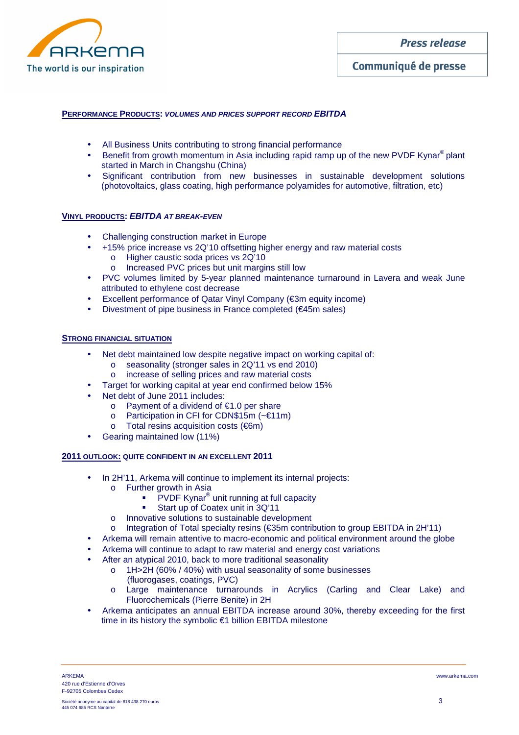## PERFORMANCE PRODUCTS: *VOLUMES AND PRICES SUPPORT RECORD EBITDA*

- All Business Units contributing to strong financial performance
- Benefit from growth momentum in Asia including rapid ramp up of the new PVDF Kynar® plant started in March in Changshu (China)
- Significant contribution from new businesses in sustainable development solutions (photovoltaics, glass coating, high performance polyamides for automotive, filtration, etc)

## VINYL PRODUCTS: *EBITDA AT BREAK-EVEN*

- Challenging construction market in Europe
- +15% price increase vs 2Q'10 offsetting higher energy and raw material costs
  - Higher caustic soda prices vs 2Q'10
  - Increased PVC prices but unit margins still low
- PVC volumes limited by 5-year planned maintenance turnaround in Lavera and weak June attributed to ethylene cost decrease
- Excellent performance of Qatar Vinyl Company (€3m equity income)
- Divestment of pipe business in France completed (€45m sales)

## STRONG FINANCIAL SITUATION

- Net debt maintained low despite negative impact on working capital of:
  - seasonality (stronger sales in 2Q'11 vs end 2010)
  - increase of selling prices and raw material costs
- Target for working capital at year end confirmed below 15%
- Net debt of June 2011 includes:
  - Payment of a dividend of €1.0 per share
  - Participation in CFI for CDN$15m (~€11m)
  - Total resins acquisition costs (€6m)
- Gearing maintained low (11%)

## 2011 OUTLOOK: QUITE CONFIDENT IN AN EXCELLENT 2011

- In 2H'11, Arkema will continue to implement its internal projects:
  - Further growth in Asia
    - PVDF Kynar® unit running at full capacity
    - Start up of Coatex unit in 3Q'11
  - Innovative solutions to sustainable development
  - Integration of Total specialty resins (€35m contribution to group EBITDA in 2H'11)
- Arkema will remain attentive to macro-economic and political environment around the globe
- Arkema will continue to adapt to raw material and energy cost variations
- After an atypical 2010, back to more traditional seasonality
  - 1H>2H (60% / 40%) with usual seasonality of some businesses (fluorogases, coatings, PVC)
  - Large maintenance turnarounds in Acrylics (Carling and Clear Lake) and Fluorochemicals (Pierre Benite) in 2H
- Arkema anticipates an annual EBITDA increase around 30%, thereby exceeding for the first time in its history the symbolic €1 billion EBITDA milestone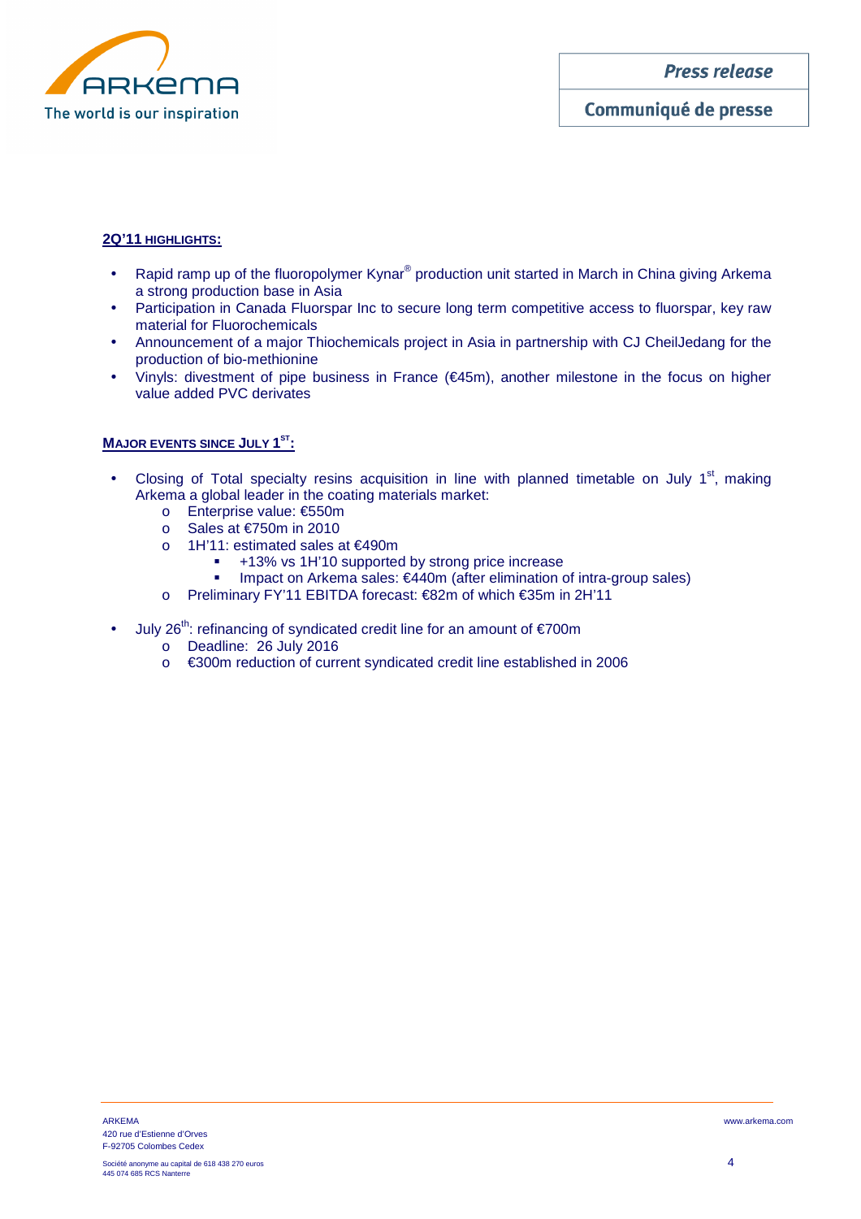**2Q'11 HIGHLIGHTS:**

- Rapid ramp up of the fluoropolymer Kynar® production unit started in March in China giving Arkema a strong production base in Asia
- Participation in Canada Fluorspar Inc to secure long term competitive access to fluorspar, key raw material for Fluorochemicals
- Announcement of a major Thiochemicals project in Asia in partnership with CJ CheilJedang for the production of bio-methionine
- Vinyls: divestment of pipe business in France (€45m), another milestone in the focus on higher value added PVC derivates

**MAJOR EVENTS SINCE JULY 1ST:**

- Closing of Total specialty resins acquisition in line with planned timetable on July 1st, making Arkema a global leader in the coating materials market:
  - Enterprise value: €550m
  - Sales at €750m in 2010
  - 1H'11: estimated sales at €490m
    - +13% vs 1H'10 supported by strong price increase
    - Impact on Arkema sales: €440m (after elimination of intra-group sales)
  - Preliminary FY'11 EBITDA forecast: €82m of which €35m in 2H'11

- July 26th: refinancing of syndicated credit line for an amount of €700m
  - Deadline: 26 July 2016
  - €300m reduction of current syndicated credit line established in 2006